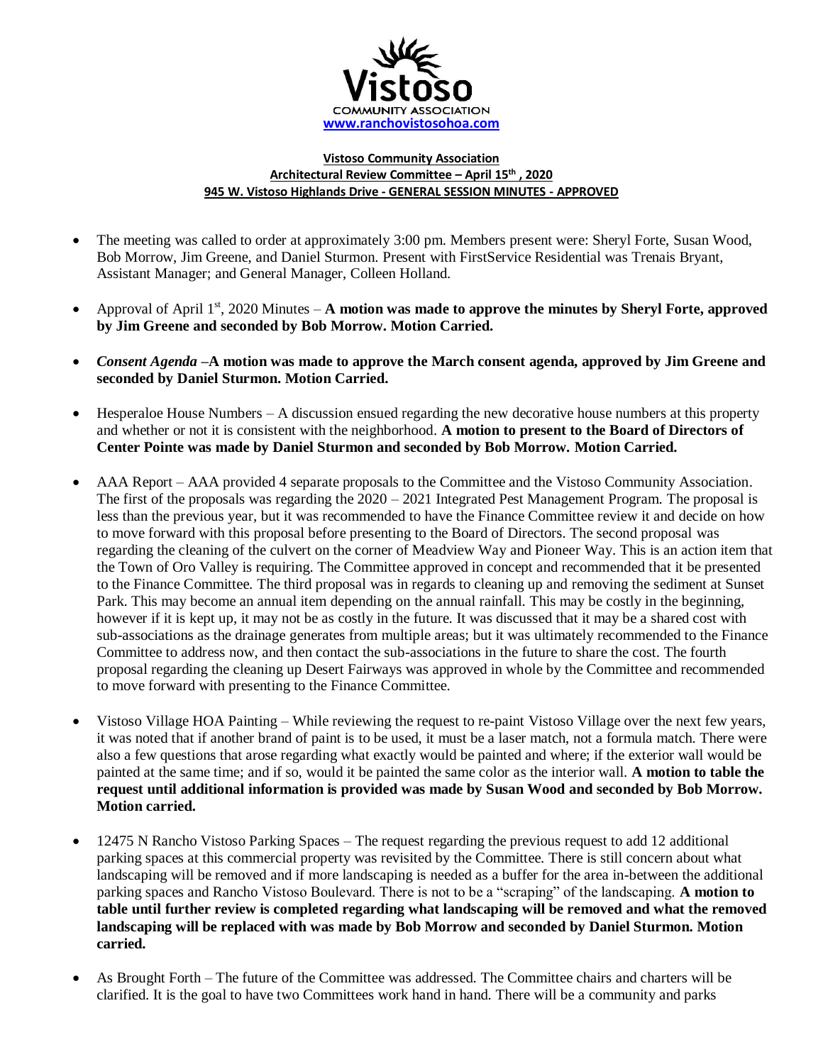Vistoso
COMMUNITY ASSOCIATION
www.ranchovistosohoa.com

**Vistoso Community Association**
**Architectural Review Committee – April 15th , 2020**
**945 W. Vistoso Highlands Drive - GENERAL SESSION MINUTES - APPROVED**

- The meeting was called to order at approximately 3:00 pm. Members present were: Sheryl Forte, Susan Wood, Bob Morrow, Jim Greene, and Daniel Sturmon. Present with FirstService Residential was Trenais Bryant, Assistant Manager; and General Manager, Colleen Holland.

- Approval of April 1st, 2020 Minutes – **A motion was made to approve the minutes by Sheryl Forte, approved by Jim Greene and seconded by Bob Morrow. Motion Carried.**

- ***Consent Agenda* –A motion was made to approve the March consent agenda, approved by Jim Greene and seconded by Daniel Sturmon. Motion Carried.**

- Hesperaloe House Numbers – A discussion ensued regarding the new decorative house numbers at this property and whether or not it is consistent with the neighborhood. **A motion to present to the Board of Directors of Center Pointe was made by Daniel Sturmon and seconded by Bob Morrow. Motion Carried.**

- AAA Report – AAA provided 4 separate proposals to the Committee and the Vistoso Community Association. The first of the proposals was regarding the 2020 – 2021 Integrated Pest Management Program. The proposal is less than the previous year, but it was recommended to have the Finance Committee review it and decide on how to move forward with this proposal before presenting to the Board of Directors. The second proposal was regarding the cleaning of the culvert on the corner of Meadview Way and Pioneer Way. This is an action item that the Town of Oro Valley is requiring. The Committee approved in concept and recommended that it be presented to the Finance Committee. The third proposal was in regards to cleaning up and removing the sediment at Sunset Park. This may become an annual item depending on the annual rainfall. This may be costly in the beginning, however if it is kept up, it may not be as costly in the future. It was discussed that it may be a shared cost with sub-associations as the drainage generates from multiple areas; but it was ultimately recommended to the Finance Committee to address now, and then contact the sub-associations in the future to share the cost. The fourth proposal regarding the cleaning up Desert Fairways was approved in whole by the Committee and recommended to move forward with presenting to the Finance Committee.

- Vistoso Village HOA Painting – While reviewing the request to re-paint Vistoso Village over the next few years, it was noted that if another brand of paint is to be used, it must be a laser match, not a formula match. There were also a few questions that arose regarding what exactly would be painted and where; if the exterior wall would be painted at the same time; and if so, would it be painted the same color as the interior wall. **A motion to table the request until additional information is provided was made by Susan Wood and seconded by Bob Morrow. Motion carried.**

- 12475 N Rancho Vistoso Parking Spaces – The request regarding the previous request to add 12 additional parking spaces at this commercial property was revisited by the Committee. There is still concern about what landscaping will be removed and if more landscaping is needed as a buffer for the area in-between the additional parking spaces and Rancho Vistoso Boulevard. There is not to be a "scraping" of the landscaping. **A motion to table until further review is completed regarding what landscaping will be removed and what the removed landscaping will be replaced with was made by Bob Morrow and seconded by Daniel Sturmon. Motion carried.**

- As Brought Forth – The future of the Committee was addressed. The Committee chairs and charters will be clarified. It is the goal to have two Committees work hand in hand. There will be a community and parks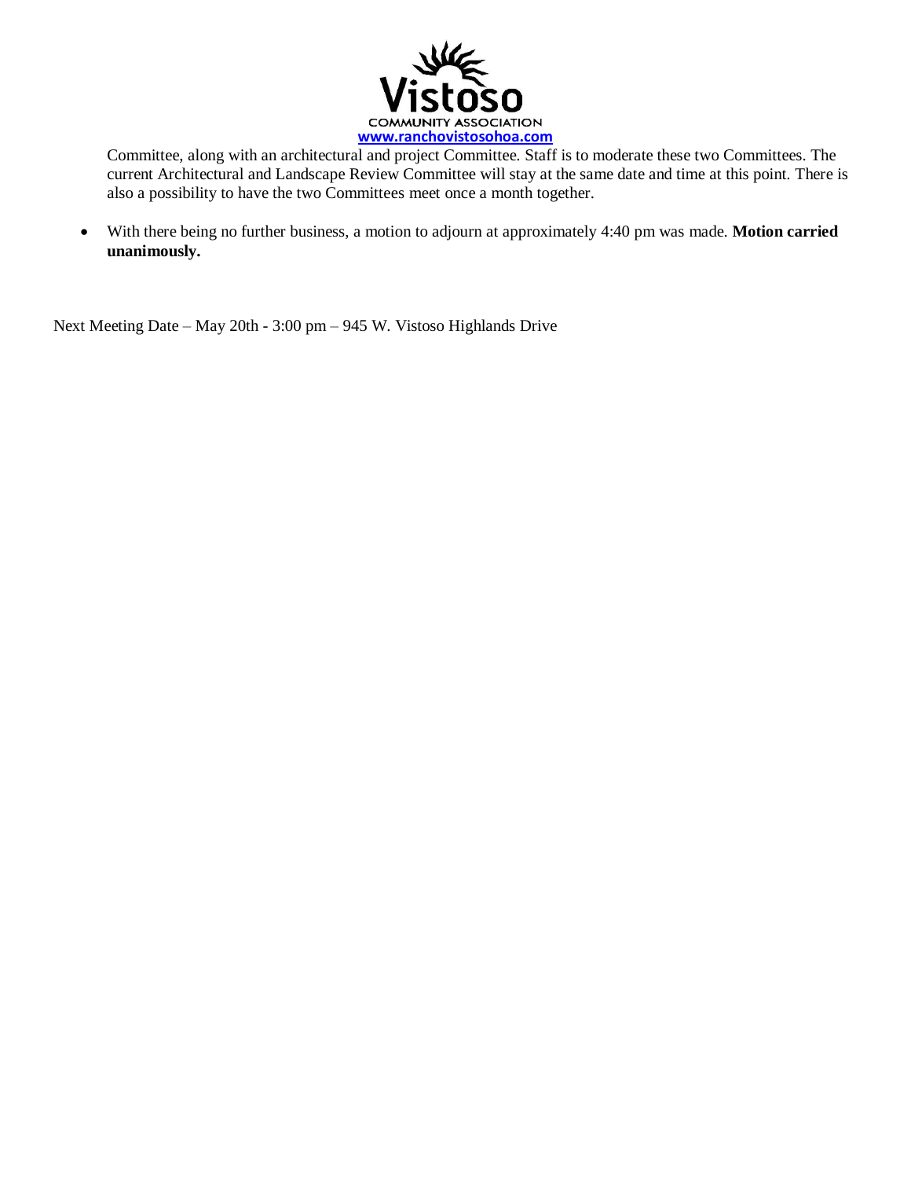Committee, along with an architectural and project Committee. Staff is to moderate these two Committees. The current Architectural and Landscape Review Committee will stay at the same date and time at this point. There is also a possibility to have the two Committees meet once a month together.

- With there being no further business, a motion to adjourn at approximately 4:40 pm was made. **Motion carried unanimously.**

Next Meeting Date – May 20th - 3:00 pm – 945 W. Vistoso Highlands Drive